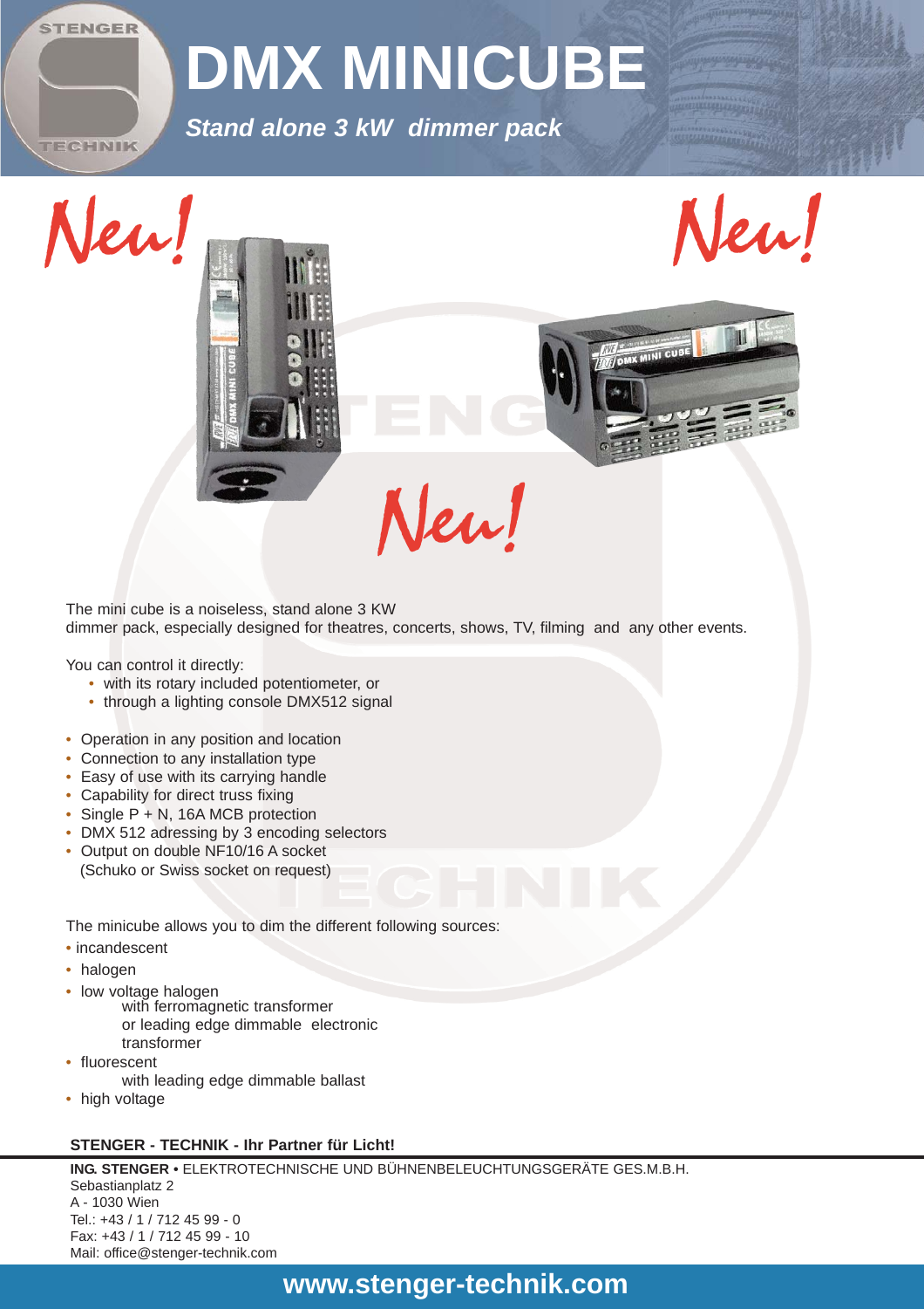# DMX MINICUBE

*Stand alone 3 kW dimmer pack*

New! New! New!

The mini cube is a noiseless, stand alone 3 KW
dimmer pack, especially designed for theatres, concerts, shows, TV, filming and any other events.

You can control it directly:

- with its rotary included potentiometer, or
- through a lighting console DMX512 signal

- Operation in any position and location
- Connection to any installation type
- Easy of use with its carrying handle
- Capability for direct truss fixing
- Single P + N, 16A MCB protection
- DMX 512 adressing by 3 encoding selectors
- Output on double NF10/16 A socket
  (Schuko or Swiss socket on request)

The minicube allows you to dim the different following sources:

- incandescent
- halogen
- low voltage halogen
  with ferromagnetic transformer
  or leading edge dimmable electronic
  transformer
- fluorescent
  with leading edge dimmable ballast
- high voltage

**STENGER - TECHNIK - Ihr Partner für Licht!**

**ING. STENGER** • ELEKTROTECHNISCHE UND BÜHNENBELEUCHTUNGSGERÄTE GES.M.B.H.
Sebastianplatz 2
A - 1030 Wien
Tel.: +43 / 1 / 712 45 99 - 0
Fax: +43 / 1 / 712 45 99 - 10
Mail: office@stenger-technik.com

**www.stenger-technik.com**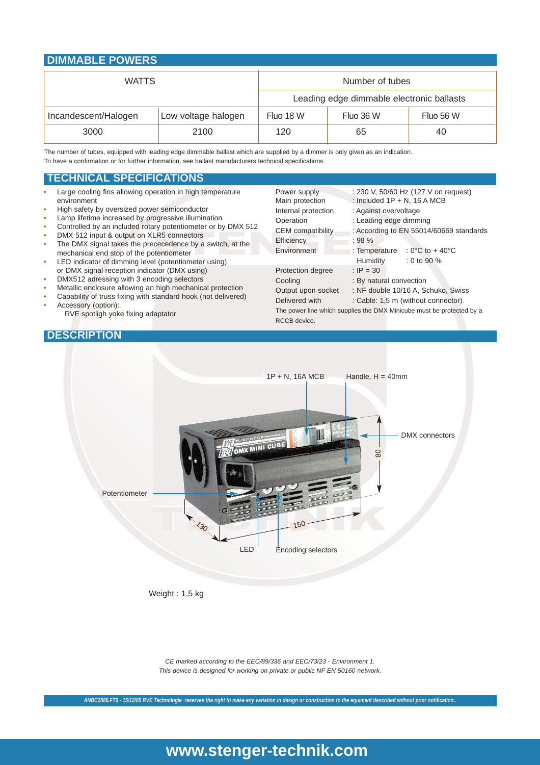## DIMMABLE POWERS

| WATTS | | Number of tubes | | |
|---|---|---|---|---|
| | | Leading edge dimmable electronic ballasts | | |
| Incandescent/Halogen | Low voltage halogen | Fluo 18 W | Fluo 36 W | Fluo 56 W |
| 3000 | 2100 | 120 | 65 | 40 |

The number of tubes, equipped with leading edge dimmable ballast which are supplied by a dimmer is only given as an indication.
To have a confirmation or for further information, see ballast manufacturers technical specifications.

## TECHNICAL SPECIFICATIONS

- Large cooling fins allowing operation in high temperature environment
- High safety by oversized power semiconductor
- Lamp lifetime increased by progressive illumination
- Controlled by an included rotary potentiometer or by DMX 512
- DMX 512 input & output on XLR5 connectors
- The DMX signal takes the precedence by a switch, at the mechanical end stop of the potentiometer
- LED indicator of dimming level (potentiometer using) or DMX signal reception indicator (DMX using)
- DMX512 adressing with 3 encoding selectors
- Metallic enclosure allowing an high mechanical protection
- Capability of truss fixing with standard hook (not delivered)
- Accessory (option):
  RVE spotligh yoke fixing adaptator

| | |
|---|---|
| Power supply | : 230 V, 50/60 Hz (127 V on request) |
| Main protection | : Included 1P + N, 16 A MCB |
| Internal protection | : Against overvoltage |
| Operation | : Leading edge dimming |
| CEM compatibility | : According to EN 55014/60669 standards |
| Efficiency | : 98 % |
| Environment | : Temperature : 0°C to + 40°C |
| | Humidity : 0 to 90 % |
| Protection degree | : IP = 30 |
| Cooling | : By natural convection |
| Output upon socket | : NF double 10/16 A, Schuko, Swiss |
| Delivered with | : Cable: 1,5 m (without connector). |

The power line which supplies the DMX Minicube must be protected by a RCCB device.

## DESCRIPTION

1P + N, 16A MCB

Handle, H = 40mm

DMX connectors

80

Potentiometer

130

150

LED

Encoding selectors

Weight : 1,5 kg

*CE marked according to the EEC/89/336 and EEC/73/23 - Environment 1.*
*This device is designed for working on private or public NF EN 50160 network.*

*ANBC2886.FT0 - 15/12/05 RVE Technologie reserves the right to make any variation in design or construction to the equiment described without prior notification..*

**www.stenger-technik.com**